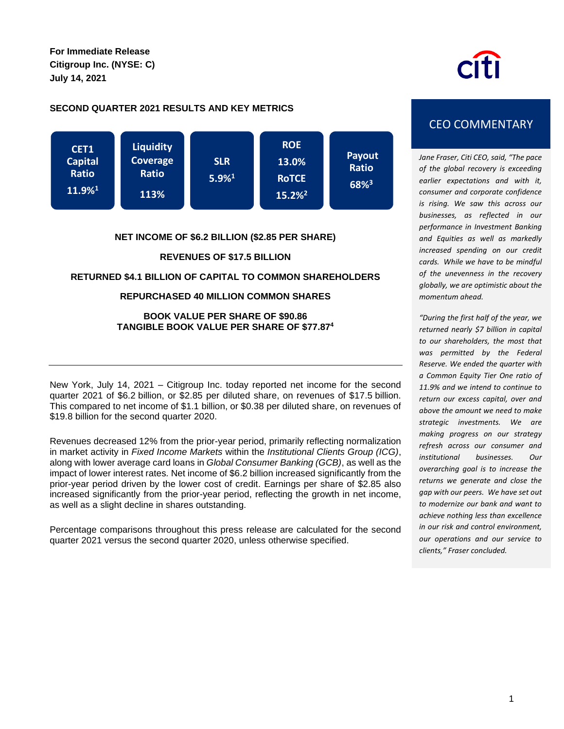**For Immediate Release**
**Citigroup Inc. (NYSE: C)**
**July 14, 2021**

## SECOND QUARTER 2021 RESULTS AND KEY METRICS

| CET1 Capital Ratio | Liquidity Coverage Ratio | SLR | ROE / RoTCE | Payout Ratio |
|---|---|---|---|---|
| 11.9%[1] | 113% | 5.9%[1] | ROE 13.0% / RoTCE 15.2%[2] | 68%[3] |

**NET INCOME OF $6.2 BILLION ($2.85 PER SHARE)**

**REVENUES OF $17.5 BILLION**

**RETURNED $4.1 BILLION OF CAPITAL TO COMMON SHAREHOLDERS**

**REPURCHASED 40 MILLION COMMON SHARES**

**BOOK VALUE PER SHARE OF $90.86**
**TANGIBLE BOOK VALUE PER SHARE OF $77.87[4]**

---

New York, July 14, 2021 – Citigroup Inc. today reported net income for the second quarter 2021 of $6.2 billion, or $2.85 per diluted share, on revenues of $17.5 billion. This compared to net income of $1.1 billion, or $0.38 per diluted share, on revenues of $19.8 billion for the second quarter 2020.

Revenues decreased 12% from the prior-year period, primarily reflecting normalization in market activity in *Fixed Income Markets* within the *Institutional Clients Group (ICG)*, along with lower average card loans in *Global Consumer Banking (GCB)*, as well as the impact of lower interest rates. Net income of $6.2 billion increased significantly from the prior-year period driven by the lower cost of credit. Earnings per share of $2.85 also increased significantly from the prior-year period, reflecting the growth in net income, as well as a slight decline in shares outstanding.

Percentage comparisons throughout this press release are calculated for the second quarter 2021 versus the second quarter 2020, unless otherwise specified.

## CEO COMMENTARY

*Jane Fraser, Citi CEO, said, "The pace of the global recovery is exceeding earlier expectations and with it, consumer and corporate confidence is rising. We saw this across our businesses, as reflected in our performance in Investment Banking and Equities as well as markedly increased spending on our credit cards. While we have to be mindful of the unevenness in the recovery globally, we are optimistic about the momentum ahead.*

*"During the first half of the year, we returned nearly $7 billion in capital to our shareholders, the most that was permitted by the Federal Reserve. We ended the quarter with a Common Equity Tier One ratio of 11.9% and we intend to continue to return our excess capital, over and above the amount we need to make strategic investments. We are making progress on our strategy refresh across our consumer and institutional businesses. Our overarching goal is to increase the returns we generate and close the gap with our peers. We have set out to modernize our bank and want to achieve nothing less than excellence in our risk and control environment, our operations and our service to clients," Fraser concluded.*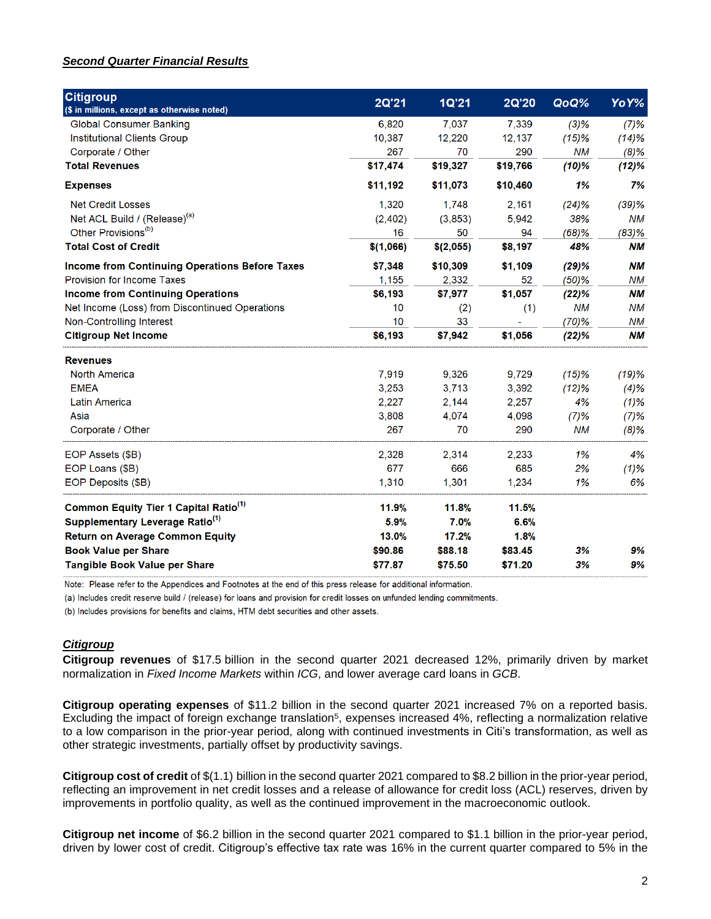***Second Quarter Financial Results***

| Citigroup<br>($ in millions, except as otherwise noted) | 2Q'21 | 1Q'21 | 2Q'20 | QoQ% | YoY% |
|---|---|---|---|---|---|
| Global Consumer Banking | 6,820 | 7,037 | 7,339 | (3)% | (7)% |
| Institutional Clients Group | 10,387 | 12,220 | 12,137 | (15)% | (14)% |
| Corporate / Other | 267 | 70 | 290 | NM | (8)% |
| **Total Revenues** | **$17,474** | **$19,327** | **$19,766** | **(10)%** | **(12)%** |
| **Expenses** | **$11,192** | **$11,073** | **$10,460** | **1%** | **7%** |
| Net Credit Losses | 1,320 | 1,748 | 2,161 | (24)% | (39)% |
| Net ACL Build / (Release)[(a)] | (2,402) | (3,853) | 5,942 | 38% | NM |
| Other Provisions[(b)] | 16 | 50 | 94 | (68)% | (83)% |
| **Total Cost of Credit** | **$(1,066)** | **$(2,055)** | **$8,197** | **48%** | **NM** |
| **Income from Continuing Operations Before Taxes** | **$7,348** | **$10,309** | **$1,109** | **(29)%** | **NM** |
| Provision for Income Taxes | 1,155 | 2,332 | 52 | (50)% | NM |
| **Income from Continuing Operations** | **$6,193** | **$7,977** | **$1,057** | **(22)%** | **NM** |
| Net Income (Loss) from Discontinued Operations | 10 | (2) | (1) | NM | NM |
| Non-Controlling Interest | 10 | 33 | - | (70)% | NM |
| **Citigroup Net Income** | **$6,193** | **$7,942** | **$1,056** | **(22)%** | **NM** |
| **Revenues** | | | | | |
| North America | 7,919 | 9,326 | 9,729 | (15)% | (19)% |
| EMEA | 3,253 | 3,713 | 3,392 | (12)% | (4)% |
| Latin America | 2,227 | 2,144 | 2,257 | 4% | (1)% |
| Asia | 3,808 | 4,074 | 4,098 | (7)% | (7)% |
| Corporate / Other | 267 | 70 | 290 | NM | (8)% |
| EOP Assets ($B) | 2,328 | 2,314 | 2,233 | 1% | 4% |
| EOP Loans ($B) | 677 | 666 | 685 | 2% | (1)% |
| EOP Deposits ($B) | 1,310 | 1,301 | 1,234 | 1% | 6% |
| **Common Equity Tier 1 Capital Ratio[(1)]** | **11.9%** | **11.8%** | **11.5%** | | |
| **Supplementary Leverage Ratio[(1)]** | **5.9%** | **7.0%** | **6.6%** | | |
| **Return on Average Common Equity** | **13.0%** | **17.2%** | **1.8%** | | |
| **Book Value per Share** | **$90.86** | **$88.18** | **$83.45** | **3%** | **9%** |
| **Tangible Book Value per Share** | **$77.87** | **$75.50** | **$71.20** | **3%** | **9%** |

Note: Please refer to the Appendices and Footnotes at the end of this press release for additional information.

(a) Includes credit reserve build / (release) for loans and provision for credit losses on unfunded lending commitments.

(b) Includes provisions for benefits and claims, HTM debt securities and other assets.

***Citigroup***

**Citigroup revenues** of $17.5 billion in the second quarter 2021 decreased 12%, primarily driven by market normalization in *Fixed Income Markets* within *ICG*, and lower average card loans in *GCB*.

**Citigroup operating expenses** of $11.2 billion in the second quarter 2021 increased 7% on a reported basis. Excluding the impact of foreign exchange translation[5], expenses increased 4%, reflecting a normalization relative to a low comparison in the prior-year period, along with continued investments in Citi's transformation, as well as other strategic investments, partially offset by productivity savings.

**Citigroup cost of credit** of $(1.1) billion in the second quarter 2021 compared to $8.2 billion in the prior-year period, reflecting an improvement in net credit losses and a release of allowance for credit loss (ACL) reserves, driven by improvements in portfolio quality, as well as the continued improvement in the macroeconomic outlook.

**Citigroup net income** of $6.2 billion in the second quarter 2021 compared to $1.1 billion in the prior-year period, driven by lower cost of credit. Citigroup's effective tax rate was 16% in the current quarter compared to 5% in the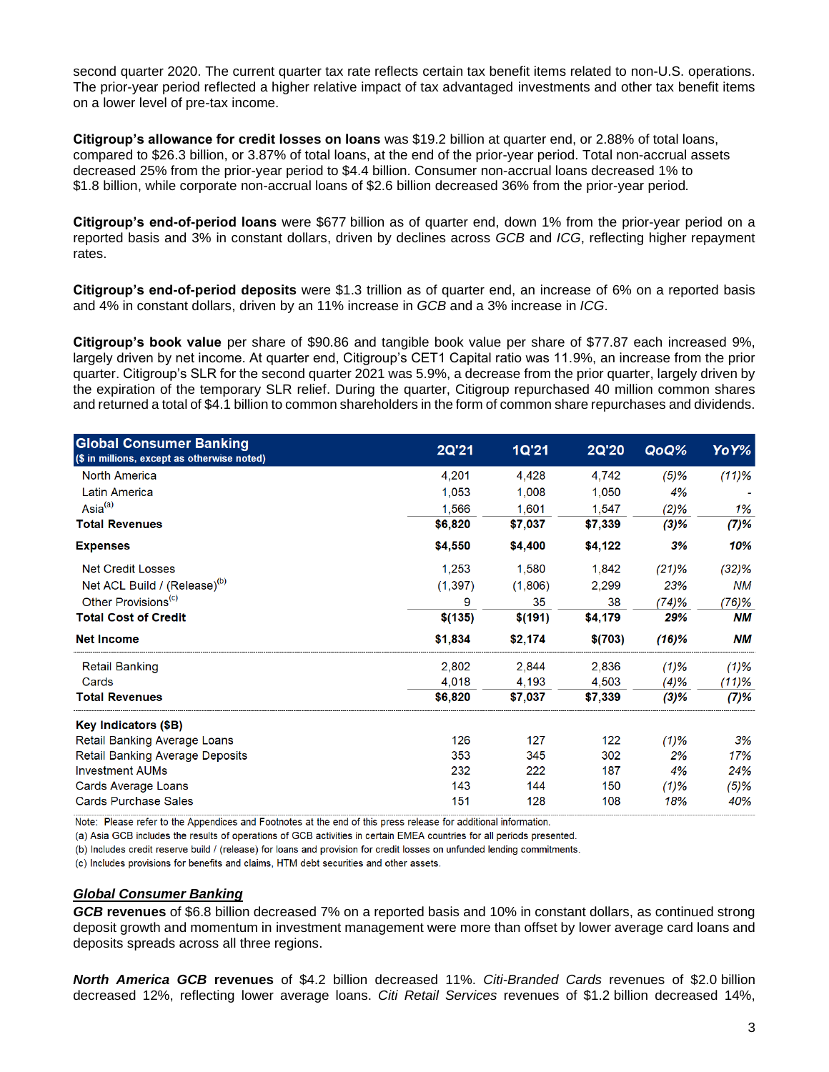second quarter 2020. The current quarter tax rate reflects certain tax benefit items related to non-U.S. operations. The prior-year period reflected a higher relative impact of tax advantaged investments and other tax benefit items on a lower level of pre-tax income.

**Citigroup's allowance for credit losses on loans** was $19.2 billion at quarter end, or 2.88% of total loans, compared to $26.3 billion, or 3.87% of total loans, at the end of the prior-year period. Total non-accrual assets decreased 25% from the prior-year period to $4.4 billion. Consumer non-accrual loans decreased 1% to $1.8 billion, while corporate non-accrual loans of $2.6 billion decreased 36% from the prior-year period.

**Citigroup's end-of-period loans** were $677 billion as of quarter end, down 1% from the prior-year period on a reported basis and 3% in constant dollars, driven by declines across *GCB* and *ICG*, reflecting higher repayment rates.

**Citigroup's end-of-period deposits** were $1.3 trillion as of quarter end, an increase of 6% on a reported basis and 4% in constant dollars, driven by an 11% increase in *GCB* and a 3% increase in *ICG*.

**Citigroup's book value** per share of $90.86 and tangible book value per share of $77.87 each increased 9%, largely driven by net income. At quarter end, Citigroup's CET1 Capital ratio was 11.9%, an increase from the prior quarter. Citigroup's SLR for the second quarter 2021 was 5.9%, a decrease from the prior quarter, largely driven by the expiration of the temporary SLR relief. During the quarter, Citigroup repurchased 40 million common shares and returned a total of $4.1 billion to common shareholders in the form of common share repurchases and dividends.

| **Global Consumer Banking** ($ in millions, except as otherwise noted) | 2Q'21 | 1Q'21 | 2Q'20 | QoQ% | YoY% |
|---|---|---|---|---|---|
| North America | 4,201 | 4,428 | 4,742 | *(5)%* | *(11)%* |
| Latin America | 1,053 | 1,008 | 1,050 | *4%* | - |
| Asia[a] | 1,566 | 1,601 | 1,547 | *(2)%* | *1%* |
| **Total Revenues** | **$6,820** | **$7,037** | **$7,339** | ***(3)%*** | ***(7)%*** |
| **Expenses** | **$4,550** | **$4,400** | **$4,122** | ***3%*** | ***10%*** |
| Net Credit Losses | 1,253 | 1,580 | 1,842 | *(21)%* | *(32)%* |
| Net ACL Build / (Release)[b] | (1,397) | (1,806) | 2,299 | *23%* | *NM* |
| Other Provisions[c] | 9 | 35 | 38 | *(74)%* | *(76)%* |
| **Total Cost of Credit** | **$(135)** | **$(191)** | **$4,179** | ***29%*** | ***NM*** |
| **Net Income** | **$1,834** | **$2,174** | **$(703)** | ***(16)%*** | ***NM*** |
| Retail Banking | 2,802 | 2,844 | 2,836 | *(1)%* | *(1)%* |
| Cards | 4,018 | 4,193 | 4,503 | *(4)%* | *(11)%* |
| **Total Revenues** | **$6,820** | **$7,037** | **$7,339** | ***(3)%*** | ***(7)%*** |
| **Key Indicators ($B)** | | | | | |
| Retail Banking Average Loans | 126 | 127 | 122 | *(1)%* | *3%* |
| Retail Banking Average Deposits | 353 | 345 | 302 | *2%* | *17%* |
| Investment AUMs | 232 | 222 | 187 | *4%* | *24%* |
| Cards Average Loans | 143 | 144 | 150 | *(1)%* | *(5)%* |
| Cards Purchase Sales | 151 | 128 | 108 | *18%* | *40%* |

Note: Please refer to the Appendices and Footnotes at the end of this press release for additional information.

(a) Asia GCB includes the results of operations of GCB activities in certain EMEA countries for all periods presented.

(b) Includes credit reserve build / (release) for loans and provision for credit losses on unfunded lending commitments.

(c) Includes provisions for benefits and claims, HTM debt securities and other assets.

***Global Consumer Banking***

***GCB*** **revenues** of $6.8 billion decreased 7% on a reported basis and 10% in constant dollars, as continued strong deposit growth and momentum in investment management were more than offset by lower average card loans and deposits spreads across all three regions.

***North America GCB*** **revenues** of $4.2 billion decreased 11%. *Citi-Branded Cards* revenues of $2.0 billion decreased 12%, reflecting lower average loans. *Citi Retail Services* revenues of $1.2 billion decreased 14%,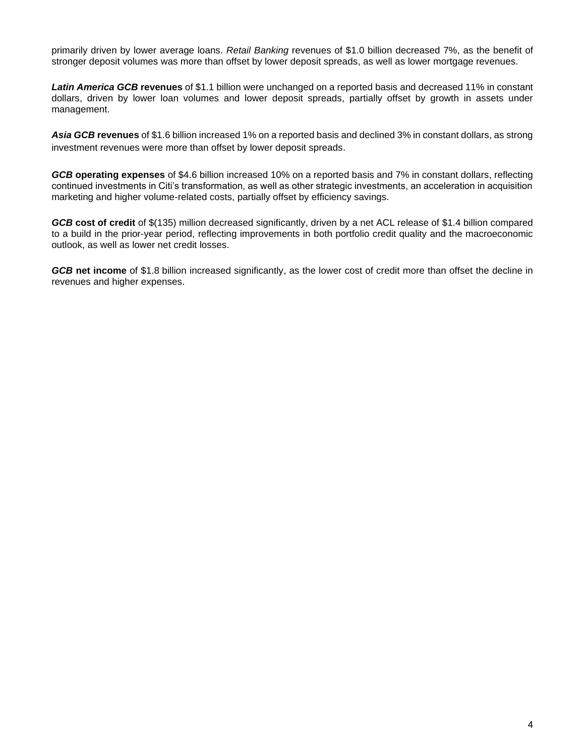primarily driven by lower average loans. *Retail Banking* revenues of $1.0 billion decreased 7%, as the benefit of stronger deposit volumes was more than offset by lower deposit spreads, as well as lower mortgage revenues.

***Latin America GCB*** **revenues** of $1.1 billion were unchanged on a reported basis and decreased 11% in constant dollars, driven by lower loan volumes and lower deposit spreads, partially offset by growth in assets under management.

***Asia GCB*** **revenues** of $1.6 billion increased 1% on a reported basis and declined 3% in constant dollars, as strong investment revenues were more than offset by lower deposit spreads.

***GCB*** **operating expenses** of $4.6 billion increased 10% on a reported basis and 7% in constant dollars, reflecting continued investments in Citi's transformation, as well as other strategic investments, an acceleration in acquisition marketing and higher volume-related costs, partially offset by efficiency savings.

***GCB*** **cost of credit** of $(135) million decreased significantly, driven by a net ACL release of $1.4 billion compared to a build in the prior-year period, reflecting improvements in both portfolio credit quality and the macroeconomic outlook, as well as lower net credit losses.

***GCB*** **net income** of $1.8 billion increased significantly, as the lower cost of credit more than offset the decline in revenues and higher expenses.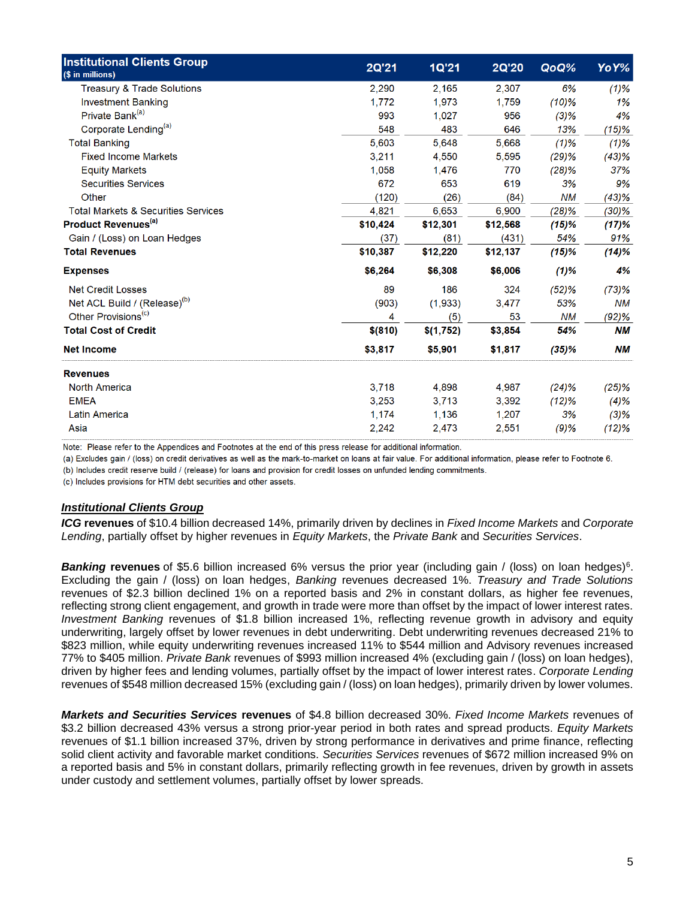| Institutional Clients Group<br>($ in millions) | 2Q'21 | 1Q'21 | 2Q'20 | QoQ% | YoY% |
|---|---|---|---|---|---|
| Treasury & Trade Solutions | 2,290 | 2,165 | 2,307 | 6% | (1)% |
| Investment Banking | 1,772 | 1,973 | 1,759 | (10)% | 1% |
| Private Bank[(a)] | 993 | 1,027 | 956 | (3)% | 4% |
| Corporate Lending[(a)] | 548 | 483 | 646 | 13% | (15)% |
| Total Banking | 5,603 | 5,648 | 5,668 | (1)% | (1)% |
| Fixed Income Markets | 3,211 | 4,550 | 5,595 | (29)% | (43)% |
| Equity Markets | 1,058 | 1,476 | 770 | (28)% | 37% |
| Securities Services | 672 | 653 | 619 | 3% | 9% |
| Other | (120) | (26) | (84) | NM | (43)% |
| Total Markets & Securities Services | 4,821 | 6,653 | 6,900 | (28)% | (30)% |
| **Product Revenues[(a)]** | **$10,424** | **$12,301** | **$12,568** | **(15)%** | **(17)%** |
| Gain / (Loss) on Loan Hedges | (37) | (81) | (431) | 54% | 91% |
| **Total Revenues** | **$10,387** | **$12,220** | **$12,137** | **(15)%** | **(14)%** |
| **Expenses** | **$6,264** | **$6,308** | **$6,006** | **(1)%** | **4%** |
| Net Credit Losses | 89 | 186 | 324 | (52)% | (73)% |
| Net ACL Build / (Release)[(b)] | (903) | (1,933) | 3,477 | 53% | NM |
| Other Provisions[(c)] | 4 | (5) | 53 | NM | (92)% |
| **Total Cost of Credit** | **$(810)** | **$(1,752)** | **$3,854** | **54%** | **NM** |
| **Net Income** | **$3,817** | **$5,901** | **$1,817** | **(35)%** | **NM** |
| **Revenues** | | | | | |
| North America | 3,718 | 4,898 | 4,987 | (24)% | (25)% |
| EMEA | 3,253 | 3,713 | 3,392 | (12)% | (4)% |
| Latin America | 1,174 | 1,136 | 1,207 | 3% | (3)% |
| Asia | 2,242 | 2,473 | 2,551 | (9)% | (12)% |

Note: Please refer to the Appendices and Footnotes at the end of this press release for additional information.
(a) Excludes gain / (loss) on credit derivatives as well as the mark-to-market on loans at fair value. For additional information, please refer to Footnote 6.
(b) Includes credit reserve build / (release) for loans and provision for credit losses on unfunded lending commitments.
(c) Includes provisions for HTM debt securities and other assets.

## *Institutional Clients Group*

***ICG* revenues** of $10.4 billion decreased 14%, primarily driven by declines in *Fixed Income Markets* and *Corporate Lending*, partially offset by higher revenues in *Equity Markets*, the *Private Bank* and *Securities Services*.

***Banking* revenues** of $5.6 billion increased 6% versus the prior year (including gain / (loss) on loan hedges)[6]. Excluding the gain / (loss) on loan hedges, *Banking* revenues decreased 1%. *Treasury and Trade Solutions* revenues of $2.3 billion declined 1% on a reported basis and 2% in constant dollars, as higher fee revenues, reflecting strong client engagement, and growth in trade were more than offset by the impact of lower interest rates. *Investment Banking* revenues of $1.8 billion increased 1%, reflecting revenue growth in advisory and equity underwriting, largely offset by lower revenues in debt underwriting. Debt underwriting revenues decreased 21% to $823 million, while equity underwriting revenues increased 11% to $544 million and Advisory revenues increased 77% to $405 million. *Private Bank* revenues of $993 million increased 4% (excluding gain / (loss) on loan hedges), driven by higher fees and lending volumes, partially offset by the impact of lower interest rates. *Corporate Lending* revenues of $548 million decreased 15% (excluding gain / (loss) on loan hedges), primarily driven by lower volumes.

***Markets and Securities Services* revenues** of $4.8 billion decreased 30%. *Fixed Income Markets* revenues of $3.2 billion decreased 43% versus a strong prior-year period in both rates and spread products. *Equity Markets* revenues of $1.1 billion increased 37%, driven by strong performance in derivatives and prime finance, reflecting solid client activity and favorable market conditions. *Securities Services* revenues of $672 million increased 9% on a reported basis and 5% in constant dollars, primarily reflecting growth in fee revenues, driven by growth in assets under custody and settlement volumes, partially offset by lower spreads.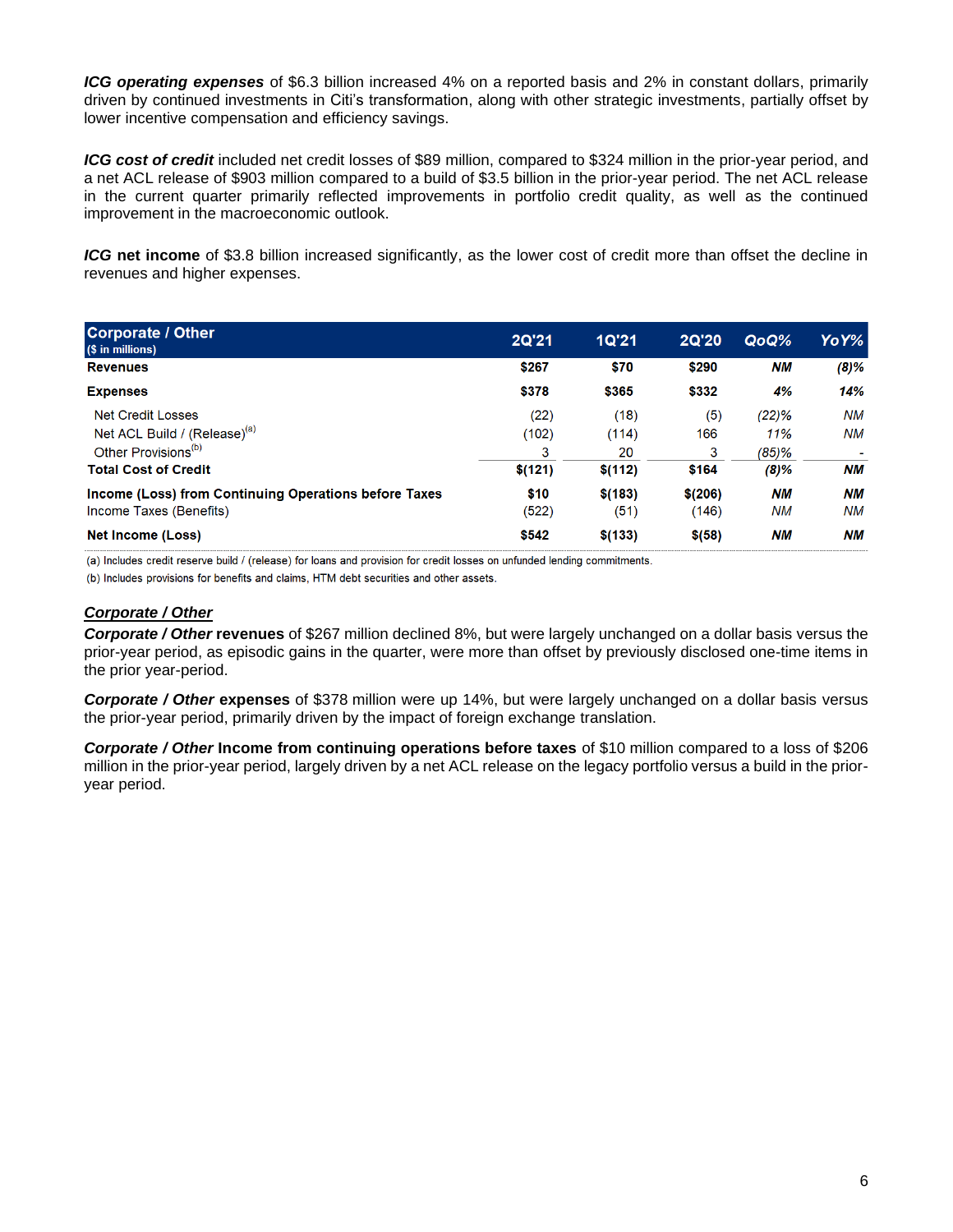***ICG operating expenses*** of $6.3 billion increased 4% on a reported basis and 2% in constant dollars, primarily driven by continued investments in Citi's transformation, along with other strategic investments, partially offset by lower incentive compensation and efficiency savings.

***ICG cost of credit*** included net credit losses of $89 million, compared to $324 million in the prior-year period, and a net ACL release of $903 million compared to a build of $3.5 billion in the prior-year period. The net ACL release in the current quarter primarily reflected improvements in portfolio credit quality, as well as the continued improvement in the macroeconomic outlook.

***ICG* net income** of $3.8 billion increased significantly, as the lower cost of credit more than offset the decline in revenues and higher expenses.

| **Corporate / Other** ($ in millions) | **2Q'21** | **1Q'21** | **2Q'20** | **QoQ%** | **YoY%** |
|---|---|---|---|---|---|
| **Revenues** | **$267** | **$70** | **$290** | ***NM*** | ***(8)%*** |
| **Expenses** | **$378** | **$365** | **$332** | ***4%*** | ***14%*** |
| Net Credit Losses | (22) | (18) | (5) | *(22)%* | *NM* |
| Net ACL Build / (Release)[a] | (102) | (114) | 166 | *11%* | *NM* |
| Other Provisions[b] | 3 | 20 | 3 | *(85)%* | - |
| **Total Cost of Credit** | **$(121)** | **$(112)** | **$164** | ***(8)%*** | ***NM*** |
| **Income (Loss) from Continuing Operations before Taxes** | **$10** | **$(183)** | **$(206)** | ***NM*** | ***NM*** |
| Income Taxes (Benefits) | (522) | (51) | (146) | *NM* | *NM* |
| **Net Income (Loss)** | **$542** | **$(133)** | **$(58)** | ***NM*** | ***NM*** |

(a) Includes credit reserve build / (release) for loans and provision for credit losses on unfunded lending commitments.

(b) Includes provisions for benefits and claims, HTM debt securities and other assets.

***Corporate / Other***

***Corporate / Other* revenues** of $267 million declined 8%, but were largely unchanged on a dollar basis versus the prior-year period, as episodic gains in the quarter, were more than offset by previously disclosed one-time items in the prior year-period.

***Corporate / Other* expenses** of $378 million were up 14%, but were largely unchanged on a dollar basis versus the prior-year period, primarily driven by the impact of foreign exchange translation.

***Corporate / Other* Income from continuing operations before taxes** of $10 million compared to a loss of $206 million in the prior-year period, largely driven by a net ACL release on the legacy portfolio versus a build in the prior-year period.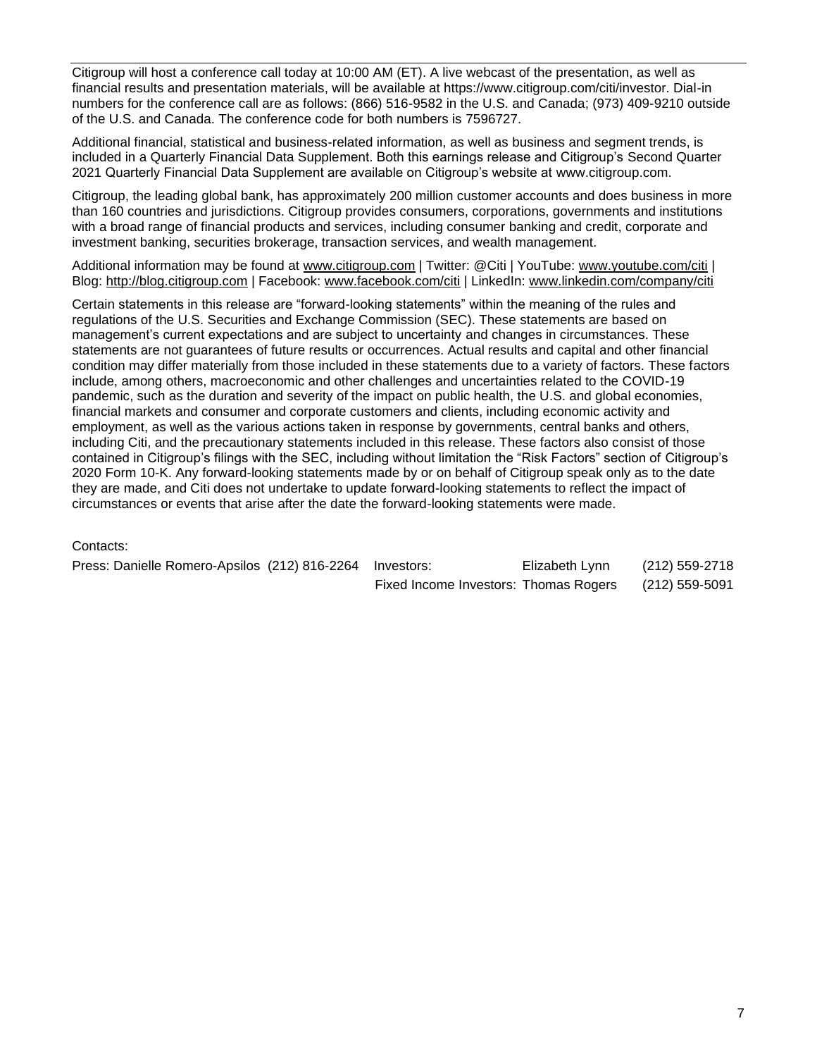Citigroup will host a conference call today at 10:00 AM (ET). A live webcast of the presentation, as well as financial results and presentation materials, will be available at https://www.citigroup.com/citi/investor. Dial-in numbers for the conference call are as follows: (866) 516-9582 in the U.S. and Canada; (973) 409-9210 outside of the U.S. and Canada. The conference code for both numbers is 7596727.

Additional financial, statistical and business-related information, as well as business and segment trends, is included in a Quarterly Financial Data Supplement. Both this earnings release and Citigroup's Second Quarter 2021 Quarterly Financial Data Supplement are available on Citigroup's website at www.citigroup.com.

Citigroup, the leading global bank, has approximately 200 million customer accounts and does business in more than 160 countries and jurisdictions. Citigroup provides consumers, corporations, governments and institutions with a broad range of financial products and services, including consumer banking and credit, corporate and investment banking, securities brokerage, transaction services, and wealth management.

Additional information may be found at www.citigroup.com | Twitter: @Citi | YouTube: www.youtube.com/citi | Blog: http://blog.citigroup.com | Facebook: www.facebook.com/citi | LinkedIn: www.linkedin.com/company/citi

Certain statements in this release are "forward-looking statements" within the meaning of the rules and regulations of the U.S. Securities and Exchange Commission (SEC). These statements are based on management's current expectations and are subject to uncertainty and changes in circumstances. These statements are not guarantees of future results or occurrences. Actual results and capital and other financial condition may differ materially from those included in these statements due to a variety of factors. These factors include, among others, macroeconomic and other challenges and uncertainties related to the COVID-19 pandemic, such as the duration and severity of the impact on public health, the U.S. and global economies, financial markets and consumer and corporate customers and clients, including economic activity and employment, as well as the various actions taken in response by governments, central banks and others, including Citi, and the precautionary statements included in this release. These factors also consist of those contained in Citigroup's filings with the SEC, including without limitation the "Risk Factors" section of Citigroup's 2020 Form 10-K. Any forward-looking statements made by or on behalf of Citigroup speak only as to the date they are made, and Citi does not undertake to update forward-looking statements to reflect the impact of circumstances or events that arise after the date the forward-looking statements were made.

Contacts:

| | | | | |
|---|---|---|---|---|
| Press: Danielle Romero-Apsilos | (212) 816-2264 | Investors: | Elizabeth Lynn | (212) 559-2718 |
| | | Fixed Income Investors: | Thomas Rogers | (212) 559-5091 |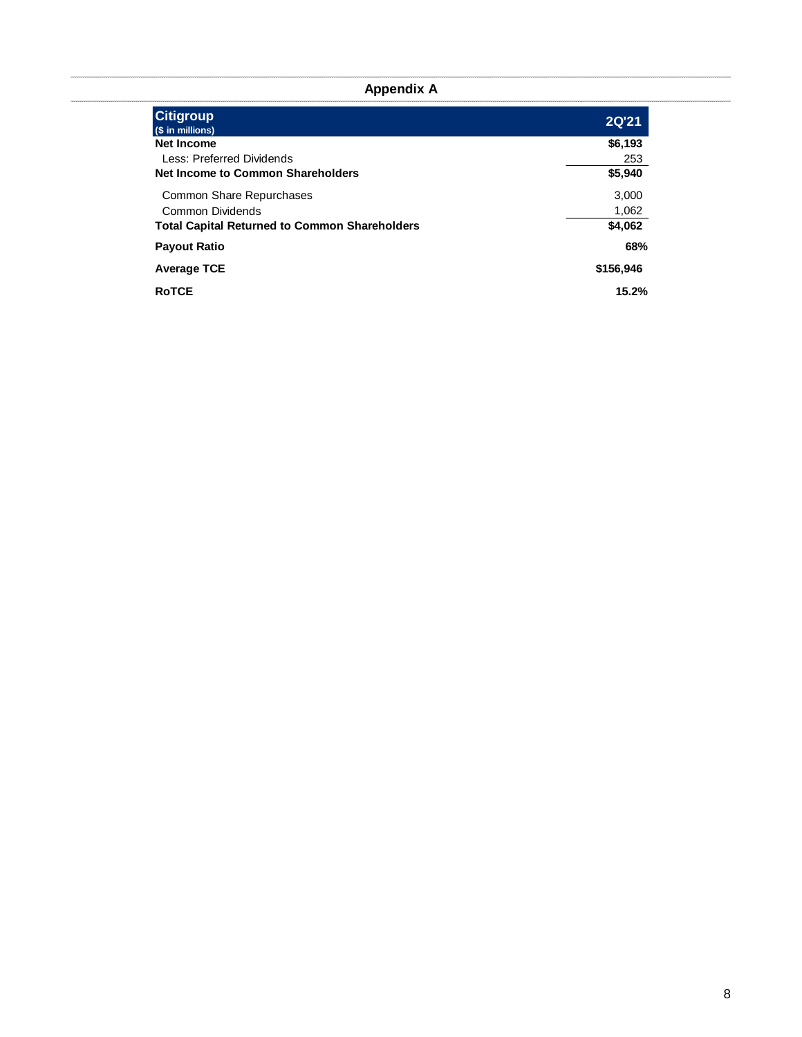## Appendix A

| Citigroup<br>($ in millions) | 2Q'21 |
|---|---|
| **Net Income** | **$6,193** |
| Less: Preferred Dividends | 253 |
| **Net Income to Common Shareholders** | **$5,940** |
| Common Share Repurchases | 3,000 |
| Common Dividends | 1,062 |
| **Total Capital Returned to Common Shareholders** | **$4,062** |
| **Payout Ratio** | **68%** |
| **Average TCE** | **$156,946** |
| **RoTCE** | **15.2%** |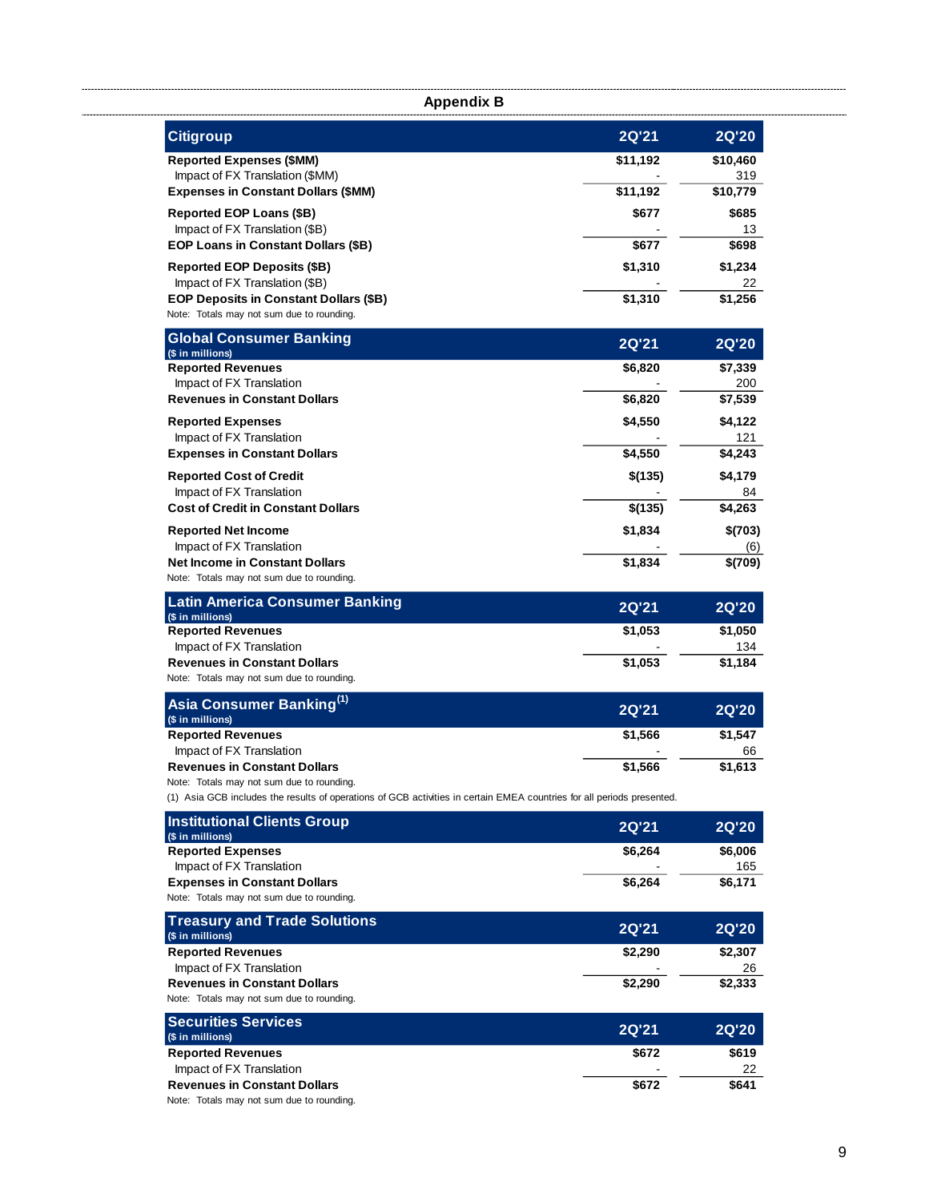## Appendix B

| Citigroup | 2Q'21 | 2Q'20 |
|---|---|---|
| **Reported Expenses ($MM)** | **$11,192** | **$10,460** |
| Impact of FX Translation ($MM) | - | 319 |
| **Expenses in Constant Dollars ($MM)** | **$11,192** | **$10,779** |
| **Reported EOP Loans ($B)** | **$677** | **$685** |
| Impact of FX Translation ($B) | - | 13 |
| **EOP Loans in Constant Dollars ($B)** | **$677** | **$698** |
| **Reported EOP Deposits ($B)** | **$1,310** | **$1,234** |
| Impact of FX Translation ($B) | - | 22 |
| **EOP Deposits in Constant Dollars ($B)** | **$1,310** | **$1,256** |

Note: Totals may not sum due to rounding.

| Global Consumer Banking ($ in millions) | 2Q'21 | 2Q'20 |
|---|---|---|
| **Reported Revenues** | **$6,820** | **$7,339** |
| Impact of FX Translation | - | 200 |
| **Revenues in Constant Dollars** | **$6,820** | **$7,539** |
| **Reported Expenses** | **$4,550** | **$4,122** |
| Impact of FX Translation | - | 121 |
| **Expenses in Constant Dollars** | **$4,550** | **$4,243** |
| **Reported Cost of Credit** | **$(135)** | **$4,179** |
| Impact of FX Translation | - | 84 |
| **Cost of Credit in Constant Dollars** | **$(135)** | **$4,263** |
| **Reported Net Income** | **$1,834** | **$(703)** |
| Impact of FX Translation | - | (6) |
| **Net Income in Constant Dollars** | **$1,834** | **$(709)** |

Note: Totals may not sum due to rounding.

| Latin America Consumer Banking ($ in millions) | 2Q'21 | 2Q'20 |
|---|---|---|
| **Reported Revenues** | **$1,053** | **$1,050** |
| Impact of FX Translation | - | 134 |
| **Revenues in Constant Dollars** | **$1,053** | **$1,184** |

Note: Totals may not sum due to rounding.

| Asia Consumer Banking[1] ($ in millions) | 2Q'21 | 2Q'20 |
|---|---|---|
| **Reported Revenues** | **$1,566** | **$1,547** |
| Impact of FX Translation | - | 66 |
| **Revenues in Constant Dollars** | **$1,566** | **$1,613** |

Note: Totals may not sum due to rounding.

(1) Asia GCB includes the results of operations of GCB activities in certain EMEA countries for all periods presented.

| Institutional Clients Group ($ in millions) | 2Q'21 | 2Q'20 |
|---|---|---|
| **Reported Expenses** | **$6,264** | **$6,006** |
| Impact of FX Translation | - | 165 |
| **Expenses in Constant Dollars** | **$6,264** | **$6,171** |

Note: Totals may not sum due to rounding.

| Treasury and Trade Solutions ($ in millions) | 2Q'21 | 2Q'20 |
|---|---|---|
| **Reported Revenues** | **$2,290** | **$2,307** |
| Impact of FX Translation | - | 26 |
| **Revenues in Constant Dollars** | **$2,290** | **$2,333** |

Note: Totals may not sum due to rounding.

| Securities Services ($ in millions) | 2Q'21 | 2Q'20 |
|---|---|---|
| **Reported Revenues** | **$672** | **$619** |
| Impact of FX Translation | - | 22 |
| **Revenues in Constant Dollars** | **$672** | **$641** |

Note: Totals may not sum due to rounding.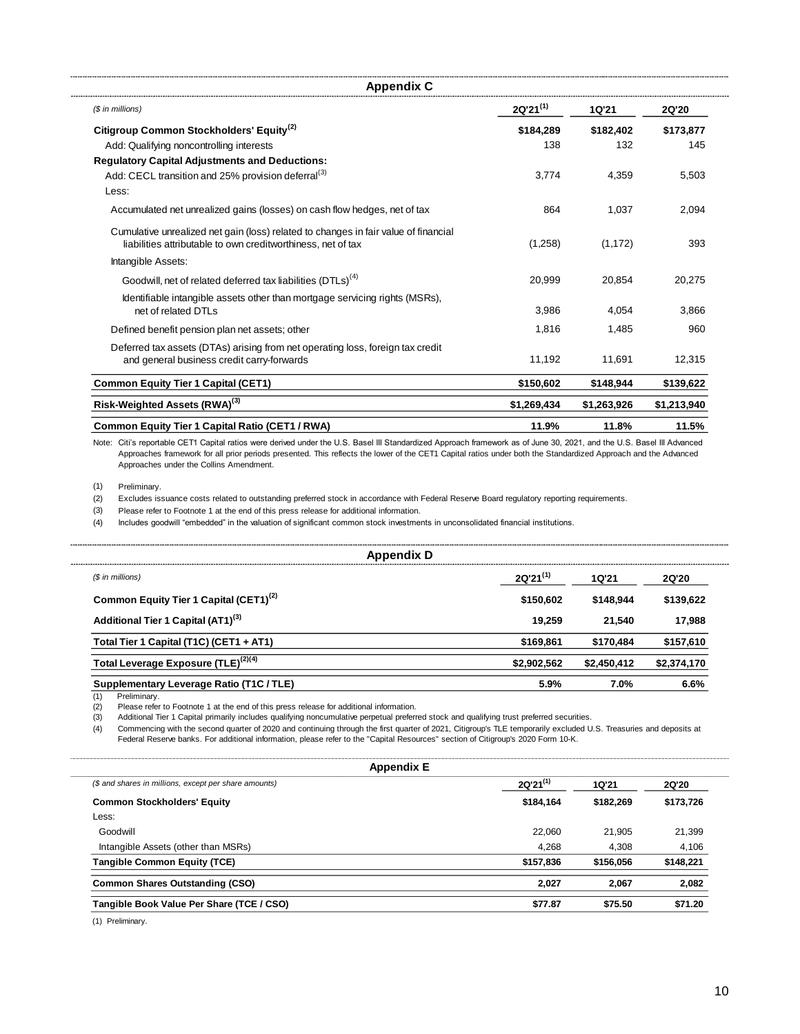## Appendix C

| ($ in millions) | 2Q'21[(1)] | 1Q'21 | 2Q'20 |
|---|---|---|---|
| **Citigroup Common Stockholders' Equity[(2)]** | **$184,289** | **$182,402** | **$173,877** |
| Add: Qualifying noncontrolling interests | 138 | 132 | 145 |
| **Regulatory Capital Adjustments and Deductions:** | | | |
| Add: CECL transition and 25% provision deferral[(3)] | 3,774 | 4,359 | 5,503 |
| Less: | | | |
| Accumulated net unrealized gains (losses) on cash flow hedges, net of tax | 864 | 1,037 | 2,094 |
| Cumulative unrealized net gain (loss) related to changes in fair value of financial liabilities attributable to own creditworthiness, net of tax | (1,258) | (1,172) | 393 |
| Intangible Assets: | | | |
| Goodwill, net of related deferred tax liabilities (DTLs)[(4)] | 20,999 | 20,854 | 20,275 |
| Identifiable intangible assets other than mortgage servicing rights (MSRs), net of related DTLs | 3,986 | 4,054 | 3,866 |
| Defined benefit pension plan net assets; other | 1,816 | 1,485 | 960 |
| Deferred tax assets (DTAs) arising from net operating loss, foreign tax credit and general business credit carry-forwards | 11,192 | 11,691 | 12,315 |
| **Common Equity Tier 1 Capital (CET1)** | **$150,602** | **$148,944** | **$139,622** |
| **Risk-Weighted Assets (RWA)[(3)]** | **$1,269,434** | **$1,263,926** | **$1,213,940** |
| **Common Equity Tier 1 Capital Ratio (CET1 / RWA)** | **11.9%** | **11.8%** | **11.5%** |

Note: Citi's reportable CET1 Capital ratios were derived under the U.S. Basel III Standardized Approach framework as of June 30, 2021, and the U.S. Basel III Advanced Approaches framework for all prior periods presented. This reflects the lower of the CET1 Capital ratios under both the Standardized Approach and the Advanced Approaches under the Collins Amendment.

(1) Preliminary.
(2) Excludes issuance costs related to outstanding preferred stock in accordance with Federal Reserve Board regulatory reporting requirements.
(3) Please refer to Footnote 1 at the end of this press release for additional information.
(4) Includes goodwill "embedded" in the valuation of significant common stock investments in unconsolidated financial institutions.

## Appendix D

| ($ in millions) | 2Q'21[(1)] | 1Q'21 | 2Q'20 |
|---|---|---|---|
| **Common Equity Tier 1 Capital (CET1)[(2)]** | **$150,602** | **$148,944** | **$139,622** |
| **Additional Tier 1 Capital (AT1)[(3)]** | **19,259** | **21,540** | **17,988** |
| **Total Tier 1 Capital (T1C) (CET1 + AT1)** | **$169,861** | **$170,484** | **$157,610** |
| **Total Leverage Exposure (TLE)[(2)(4)]** | **$2,902,562** | **$2,450,412** | **$2,374,170** |
| **Supplementary Leverage Ratio (T1C / TLE)** | **5.9%** | **7.0%** | **6.6%** |

(1) Preliminary.
(2) Please refer to Footnote 1 at the end of this press release for additional information.
(3) Additional Tier 1 Capital primarily includes qualifying noncumulative perpetual preferred stock and qualifying trust preferred securities.
(4) Commencing with the second quarter of 2020 and continuing through the first quarter of 2021, Citigroup's TLE temporarily excluded U.S. Treasuries and deposits at Federal Reserve banks. For additional information, please refer to the "Capital Resources" section of Citigroup's 2020 Form 10-K.

## Appendix E

| ($ and shares in millions, except per share amounts) | 2Q'21[(1)] | 1Q'21 | 2Q'20 |
|---|---|---|---|
| **Common Stockholders' Equity** | **$184,164** | **$182,269** | **$173,726** |
| Less: | | | |
| Goodwill | 22,060 | 21,905 | 21,399 |
| Intangible Assets (other than MSRs) | 4,268 | 4,308 | 4,106 |
| **Tangible Common Equity (TCE)** | **$157,836** | **$156,056** | **$148,221** |
| **Common Shares Outstanding (CSO)** | **2,027** | **2,067** | **2,082** |
| **Tangible Book Value Per Share (TCE / CSO)** | **$77.87** | **$75.50** | **$71.20** |

(1) Preliminary.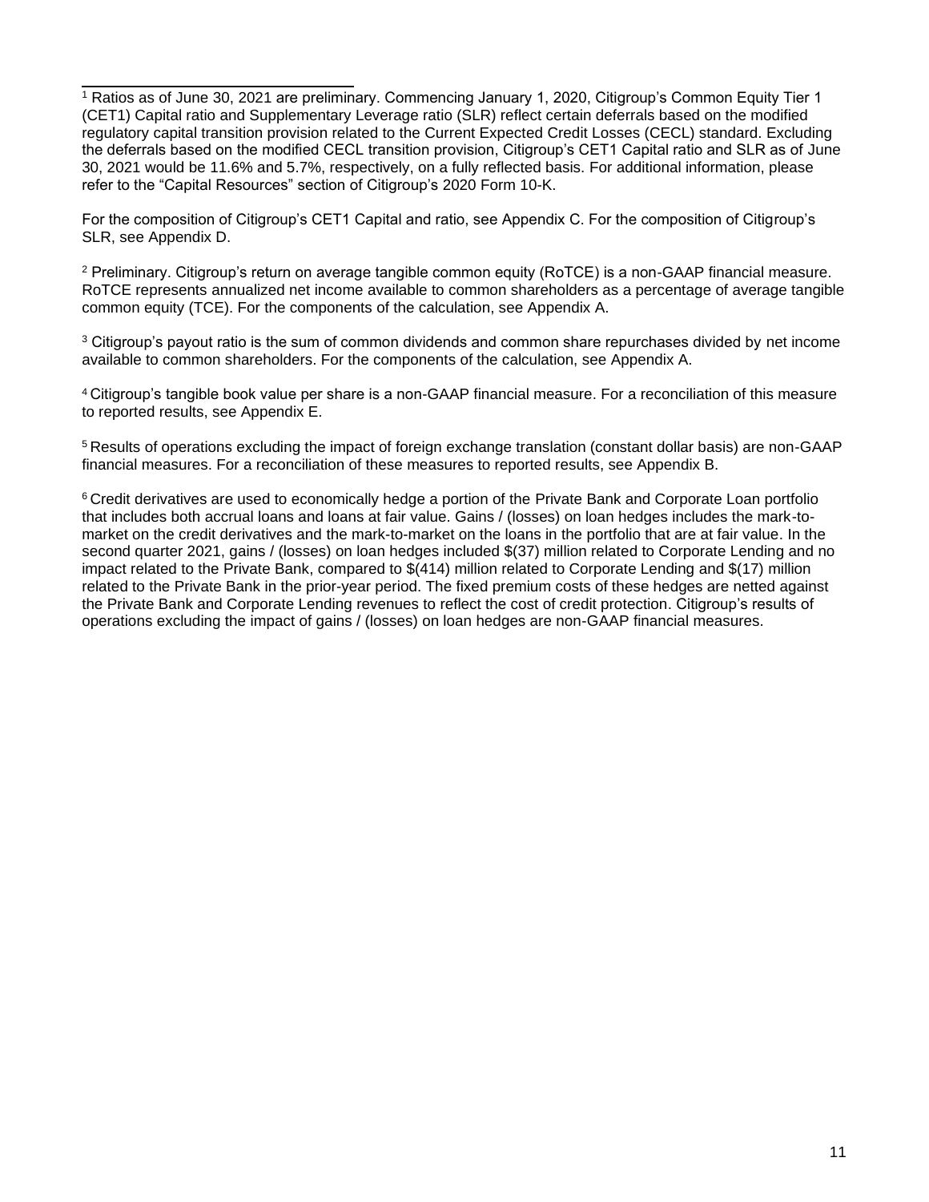[1] Ratios as of June 30, 2021 are preliminary. Commencing January 1, 2020, Citigroup's Common Equity Tier 1 (CET1) Capital ratio and Supplementary Leverage ratio (SLR) reflect certain deferrals based on the modified regulatory capital transition provision related to the Current Expected Credit Losses (CECL) standard. Excluding the deferrals based on the modified CECL transition provision, Citigroup's CET1 Capital ratio and SLR as of June 30, 2021 would be 11.6% and 5.7%, respectively, on a fully reflected basis. For additional information, please refer to the "Capital Resources" section of Citigroup's 2020 Form 10-K.

For the composition of Citigroup's CET1 Capital and ratio, see Appendix C. For the composition of Citigroup's SLR, see Appendix D.

[2] Preliminary. Citigroup's return on average tangible common equity (RoTCE) is a non-GAAP financial measure. RoTCE represents annualized net income available to common shareholders as a percentage of average tangible common equity (TCE). For the components of the calculation, see Appendix A.

[3] Citigroup's payout ratio is the sum of common dividends and common share repurchases divided by net income available to common shareholders. For the components of the calculation, see Appendix A.

[4] Citigroup's tangible book value per share is a non-GAAP financial measure. For a reconciliation of this measure to reported results, see Appendix E.

[5] Results of operations excluding the impact of foreign exchange translation (constant dollar basis) are non-GAAP financial measures. For a reconciliation of these measures to reported results, see Appendix B.

[6] Credit derivatives are used to economically hedge a portion of the Private Bank and Corporate Loan portfolio that includes both accrual loans and loans at fair value. Gains / (losses) on loan hedges includes the mark-to-market on the credit derivatives and the mark-to-market on the loans in the portfolio that are at fair value. In the second quarter 2021, gains / (losses) on loan hedges included $(37) million related to Corporate Lending and no impact related to the Private Bank, compared to $(414) million related to Corporate Lending and $(17) million related to the Private Bank in the prior-year period. The fixed premium costs of these hedges are netted against the Private Bank and Corporate Lending revenues to reflect the cost of credit protection. Citigroup's results of operations excluding the impact of gains / (losses) on loan hedges are non-GAAP financial measures.